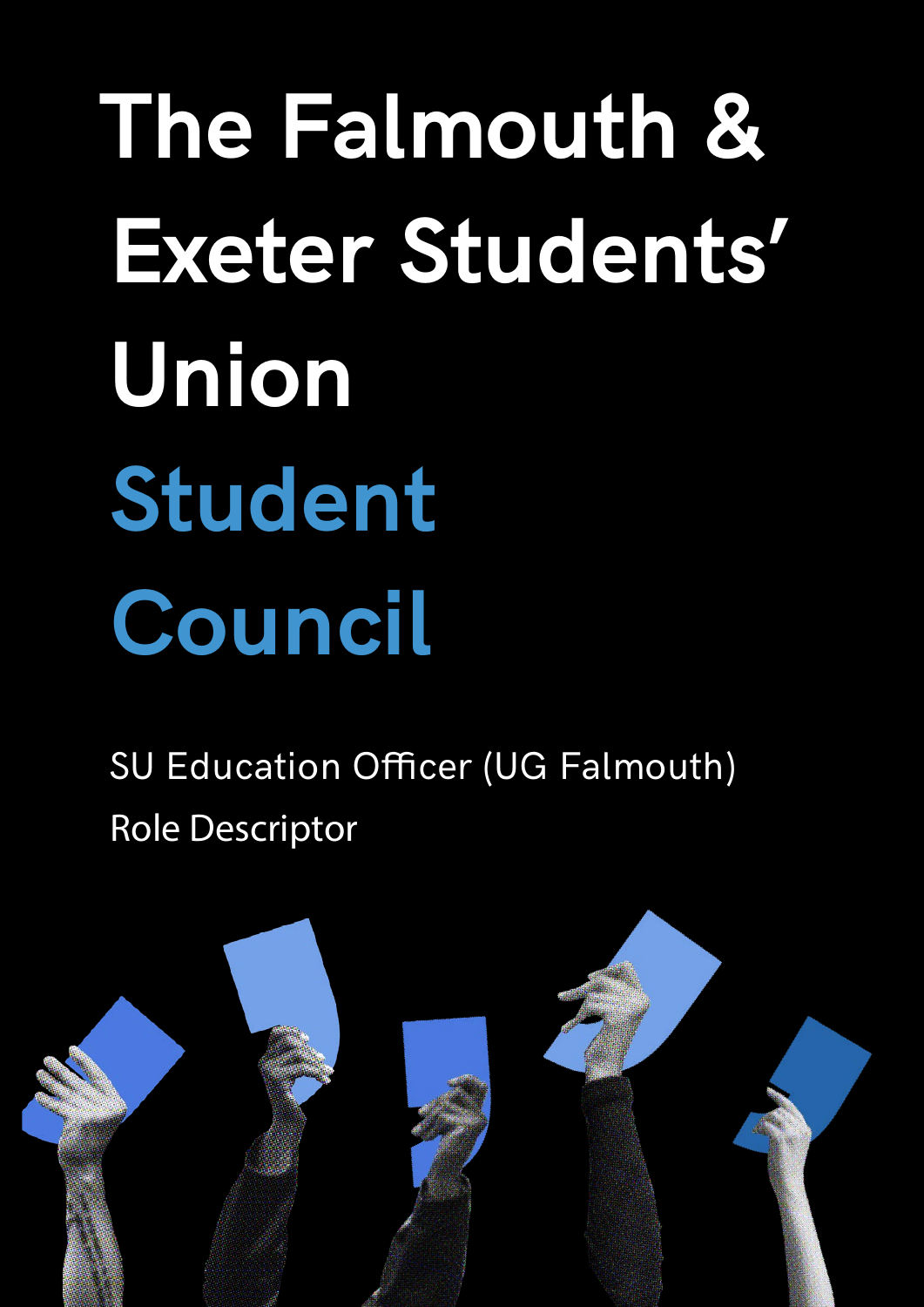# The Falmouth & Exeter Students' Union

# Student Council

SU Education Officer (UG Falmouth)

Role Descriptor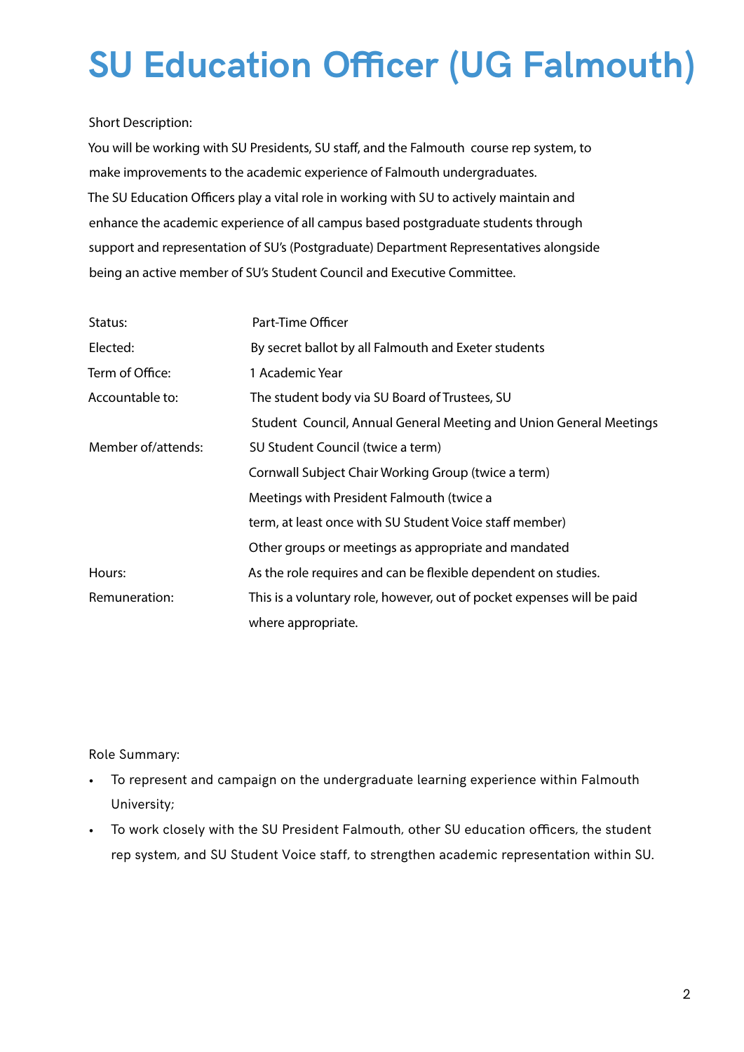# SU Education Officer (UG Falmouth)

Short Description:

You will be working with SU Presidents, SU staff, and the Falmouth course rep system, to make improvements to the academic experience of Falmouth undergraduates.

The SU Education Officers play a vital role in working with SU to actively maintain and enhance the academic experience of all campus based postgraduate students through support and representation of SU's (Postgraduate) Department Representatives alongside being an active member of SU's Student Council and Executive Committee.

| | |
|---|---|
| Status: | Part-Time Officer |
| Elected: | By secret ballot by all Falmouth and Exeter students |
| Term of Office: | 1 Academic Year |
| Accountable to: | The student body via SU Board of Trustees, SU Student Council, Annual General Meeting and Union General Meetings |
| Member of/attends: | SU Student Council (twice a term)<br>Cornwall Subject Chair Working Group (twice a term)<br>Meetings with President Falmouth (twice a term, at least once with SU Student Voice staff member)<br>Other groups or meetings as appropriate and mandated |
| Hours: | As the role requires and can be flexible dependent on studies. |
| Remuneration: | This is a voluntary role, however, out of pocket expenses will be paid where appropriate. |

Role Summary:

- To represent and campaign on the undergraduate learning experience within Falmouth University;
- To work closely with the SU President Falmouth, other SU education officers, the student rep system, and SU Student Voice staff, to strengthen academic representation within SU.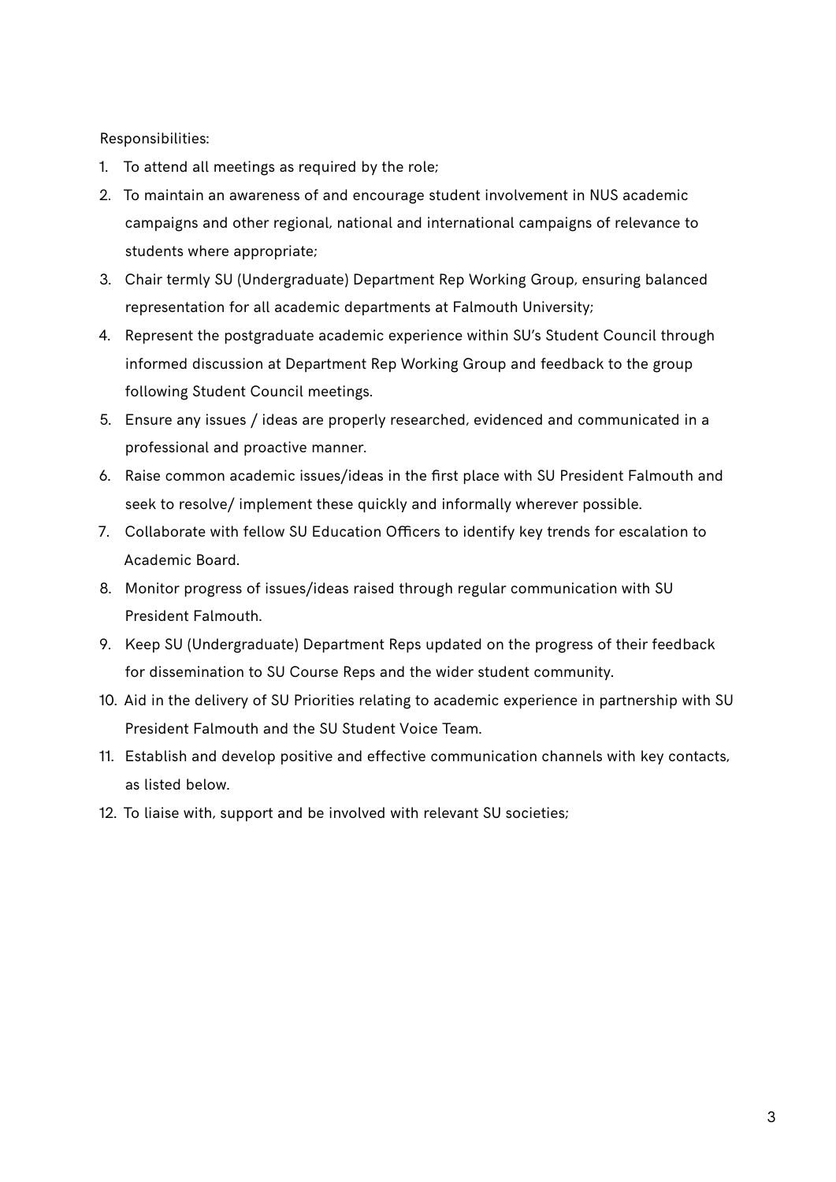Responsibilities:

1. To attend all meetings as required by the role;
2. To maintain an awareness of and encourage student involvement in NUS academic campaigns and other regional, national and international campaigns of relevance to students where appropriate;
3. Chair termly SU (Undergraduate) Department Rep Working Group, ensuring balanced representation for all academic departments at Falmouth University;
4. Represent the postgraduate academic experience within SU's Student Council through informed discussion at Department Rep Working Group and feedback to the group following Student Council meetings.
5. Ensure any issues / ideas are properly researched, evidenced and communicated in a professional and proactive manner.
6. Raise common academic issues/ideas in the first place with SU President Falmouth and seek to resolve/ implement these quickly and informally wherever possible.
7. Collaborate with fellow SU Education Officers to identify key trends for escalation to Academic Board.
8. Monitor progress of issues/ideas raised through regular communication with SU President Falmouth.
9. Keep SU (Undergraduate) Department Reps updated on the progress of their feedback for dissemination to SU Course Reps and the wider student community.
10. Aid in the delivery of SU Priorities relating to academic experience in partnership with SU President Falmouth and the SU Student Voice Team.
11. Establish and develop positive and effective communication channels with key contacts, as listed below.
12. To liaise with, support and be involved with relevant SU societies;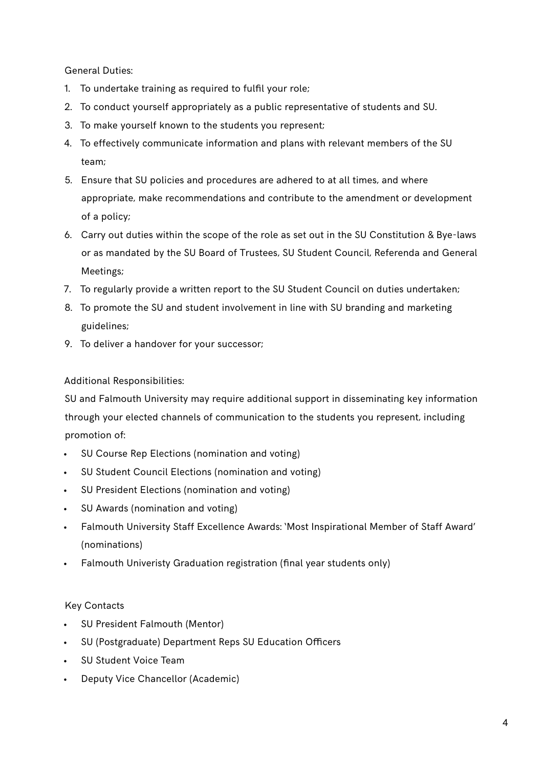General Duties:

1. To undertake training as required to fulfil your role;
2. To conduct yourself appropriately as a public representative of students and SU.
3. To make yourself known to the students you represent;
4. To effectively communicate information and plans with relevant members of the SU team;
5. Ensure that SU policies and procedures are adhered to at all times, and where appropriate, make recommendations and contribute to the amendment or development of a policy;
6. Carry out duties within the scope of the role as set out in the SU Constitution & Bye-laws or as mandated by the SU Board of Trustees, SU Student Council, Referenda and General Meetings;
7. To regularly provide a written report to the SU Student Council on duties undertaken;
8. To promote the SU and student involvement in line with SU branding and marketing guidelines;
9. To deliver a handover for your successor;

Additional Responsibilities:

SU and Falmouth University may require additional support in disseminating key information through your elected channels of communication to the students you represent, including promotion of:

- SU Course Rep Elections (nomination and voting)
- SU Student Council Elections (nomination and voting)
- SU President Elections (nomination and voting)
- SU Awards (nomination and voting)
- Falmouth University Staff Excellence Awards: 'Most Inspirational Member of Staff Award' (nominations)
- Falmouth Univeristy Graduation registration (final year students only)

Key Contacts

- SU President Falmouth (Mentor)
- SU (Postgraduate) Department Reps SU Education Officers
- SU Student Voice Team
- Deputy Vice Chancellor (Academic)